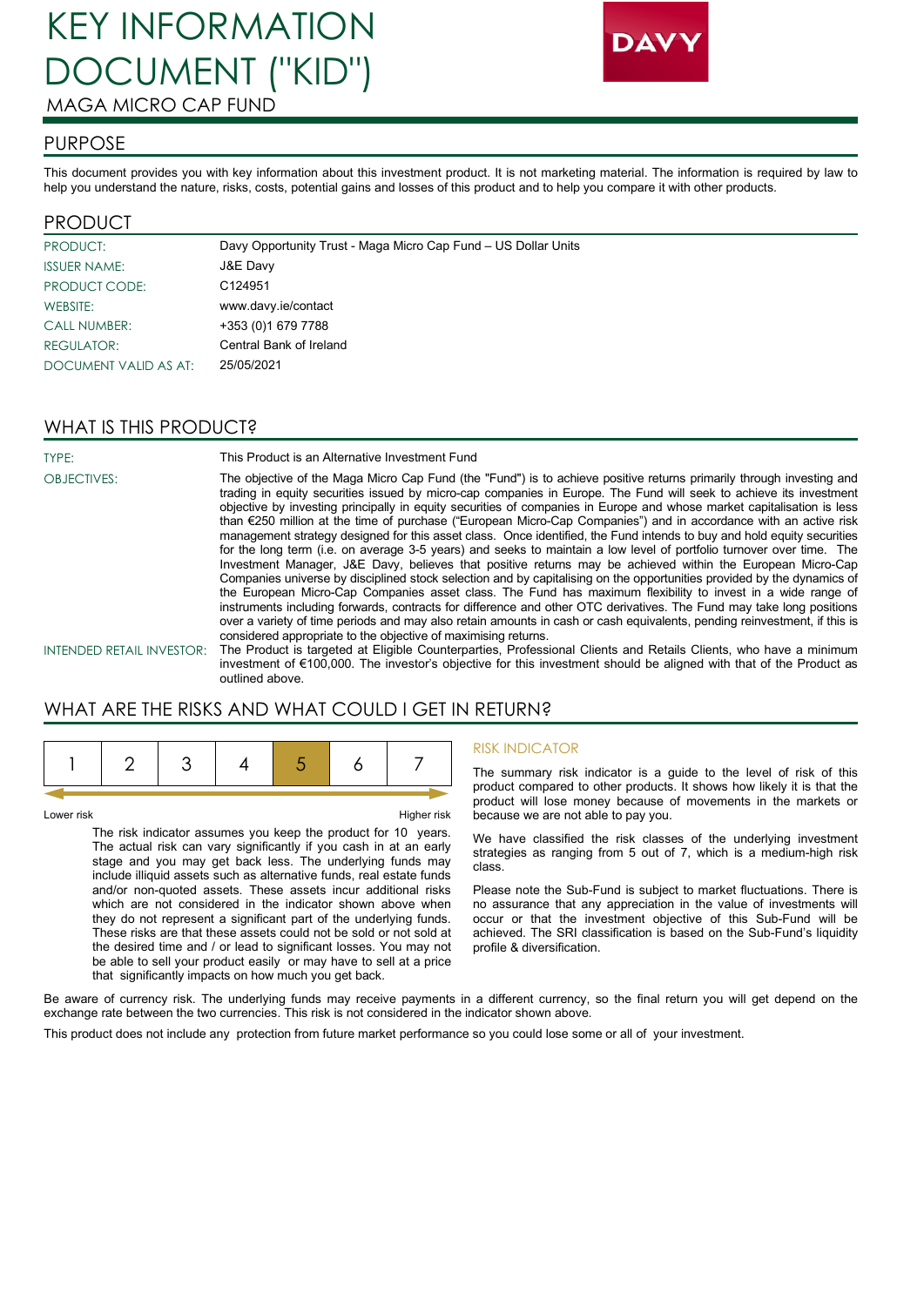# KEY INFORMATION DOCUMENT ("KID")

MAGA MICRO CAP FUND

## PURPOSE

This document provides you with key information about this investment product. It is not marketing material. The information is required by law to help you understand the nature, risks, costs, potential gains and losses of this product and to help you compare it with other products.

## PRODUCT

| | |
|---|---|
| PRODUCT: | Davy Opportunity Trust - Maga Micro Cap Fund – US Dollar Units |
| ISSUER NAME: | J&E Davy |
| PRODUCT CODE: | C124951 |
| WEBSITE: | www.davy.ie/contact |
| CALL NUMBER: | +353 (0)1 679 7788 |
| REGULATOR: | Central Bank of Ireland |
| DOCUMENT VALID AS AT: | 25/05/2021 |

## WHAT IS THIS PRODUCT?

**TYPE:** This Product is an Alternative Investment Fund

**OBJECTIVES:** The objective of the Maga Micro Cap Fund (the "Fund") is to achieve positive returns primarily through investing and trading in equity securities issued by micro-cap companies in Europe. The Fund will seek to achieve its investment objective by investing principally in equity securities of companies in Europe and whose market capitalisation is less than €250 million at the time of purchase ("European Micro-Cap Companies") and in accordance with an active risk management strategy designed for this asset class. Once identified, the Fund intends to buy and hold equity securities for the long term (i.e. on average 3-5 years) and seeks to maintain a low level of portfolio turnover over time. The Investment Manager, J&E Davy, believes that positive returns may be achieved within the European Micro-Cap Companies universe by disciplined stock selection and by capitalising on the opportunities provided by the dynamics of the European Micro-Cap Companies asset class. The Fund has maximum flexibility to invest in a wide range of instruments including forwards, contracts for difference and other OTC derivatives. The Fund may take long positions over a variety of time periods and may also retain amounts in cash or cash equivalents, pending reinvestment, if this is considered appropriate to the objective of maximising returns.

**INTENDED RETAIL INVESTOR:** The Product is targeted at Eligible Counterparties, Professional Clients and Retails Clients, who have a minimum investment of €100,000. The investor's objective for this investment should be aligned with that of the Product as outlined above.

## WHAT ARE THE RISKS AND WHAT COULD I GET IN RETURN?

| 1 | 2 | 3 | 4 | **5** | 6 | 7 |
|---|---|---|---|---|---|---|

Lower risk — Higher risk

The risk indicator assumes you keep the product for 10 years. The actual risk can vary significantly if you cash in at an early stage and you may get back less. The underlying funds may include illiquid assets such as alternative funds, real estate funds and/or non-quoted assets. These assets incur additional risks which are not considered in the indicator shown above when they do not represent a significant part of the underlying funds. These risks are that these assets could not be sold or not sold at the desired time and / or lead to significant losses. You may not be able to sell your product easily or may have to sell at a price that significantly impacts on how much you get back.

### RISK INDICATOR

The summary risk indicator is a guide to the level of risk of this product compared to other products. It shows how likely it is that the product will lose money because of movements in the markets or because we are not able to pay you.

We have classified the risk classes of the underlying investment strategies as ranging from 5 out of 7, which is a medium-high risk class.

Please note the Sub-Fund is subject to market fluctuations. There is no assurance that any appreciation in the value of investments will occur or that the investment objective of this Sub-Fund will be achieved. The SRI classification is based on the Sub-Fund's liquidity profile & diversification.

Be aware of currency risk. The underlying funds may receive payments in a different currency, so the final return you will get depend on the exchange rate between the two currencies. This risk is not considered in the indicator shown above.

This product does not include any protection from future market performance so you could lose some or all of your investment.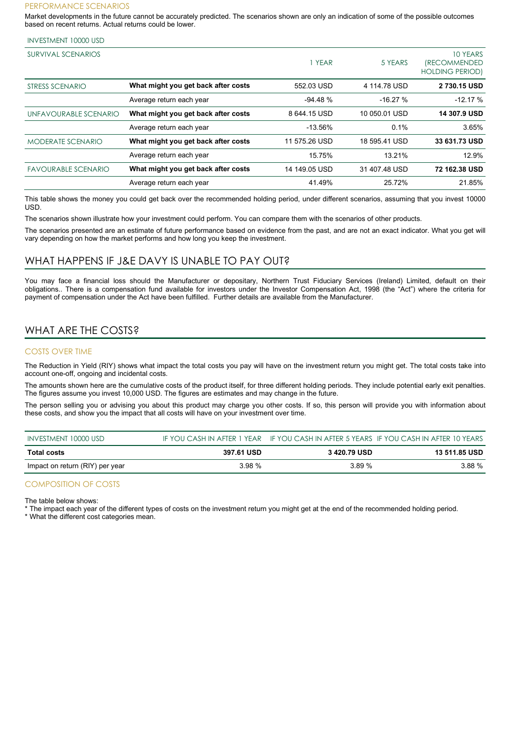### PERFORMANCE SCENARIOS

Market developments in the future cannot be accurately predicted. The scenarios shown are only an indication of some of the possible outcomes based on recent returns. Actual returns could be lower.

| INVESTMENT 10000 USD | | | | |
|---|---|---|---|---|
| SURVIVAL SCENARIOS | | 1 YEAR | 5 YEARS | 10 YEARS (RECOMMENDED HOLDING PERIOD) |
| STRESS SCENARIO | **What might you get back after costs** | 552.03 USD | 4 114.78 USD | **2 730.15 USD** |
| | Average return each year | -94.48 % | -16.27 % | -12.17 % |
| UNFAVOURABLE SCENARIO | **What might you get back after costs** | 8 644.15 USD | 10 050.01 USD | **14 307.9 USD** |
| | Average return each year | -13.56% | 0.1% | 3.65% |
| MODERATE SCENARIO | **What might you get back after costs** | 11 575.26 USD | 18 595.41 USD | **33 631.73 USD** |
| | Average return each year | 15.75% | 13.21% | 12.9% |
| FAVOURABLE SCENARIO | **What might you get back after costs** | 14 149.05 USD | 31 407.48 USD | **72 162.38 USD** |
| | Average return each year | 41.49% | 25.72% | 21.85% |

This table shows the money you could get back over the recommended holding period, under different scenarios, assuming that you invest 10000 USD.

The scenarios shown illustrate how your investment could perform. You can compare them with the scenarios of other products.

The scenarios presented are an estimate of future performance based on evidence from the past, and are not an exact indicator. What you get will vary depending on how the market performs and how long you keep the investment.

## WHAT HAPPENS IF J&E DAVY IS UNABLE TO PAY OUT?

You may face a financial loss should the Manufacturer or depositary, Northern Trust Fiduciary Services (Ireland) Limited, default on their obligations.. There is a compensation fund available for investors under the Investor Compensation Act, 1998 (the "Act") where the criteria for payment of compensation under the Act have been fulfilled. Further details are available from the Manufacturer.

## WHAT ARE THE COSTS?

### COSTS OVER TIME

The Reduction in Yield (RIY) shows what impact the total costs you pay will have on the investment return you might get. The total costs take into account one-off, ongoing and incidental costs.

The amounts shown here are the cumulative costs of the product itself, for three different holding periods. They include potential early exit penalties. The figures assume you invest 10,000 USD. The figures are estimates and may change in the future.

The person selling you or advising you about this product may charge you other costs. If so, this person will provide you with information about these costs, and show you the impact that all costs will have on your investment over time.

| INVESTMENT 10000 USD | IF YOU CASH IN AFTER 1 YEAR | IF YOU CASH IN AFTER 5 YEARS | IF YOU CASH IN AFTER 10 YEARS |
|---|---|---|---|
| **Total costs** | **397.61 USD** | **3 420.79 USD** | **13 511.85 USD** |
| Impact on return (RIY) per year | 3.98 % | 3.89 % | 3.88 % |

### COMPOSITION OF COSTS

The table below shows:
* The impact each year of the different types of costs on the investment return you might get at the end of the recommended holding period.
* What the different cost categories mean.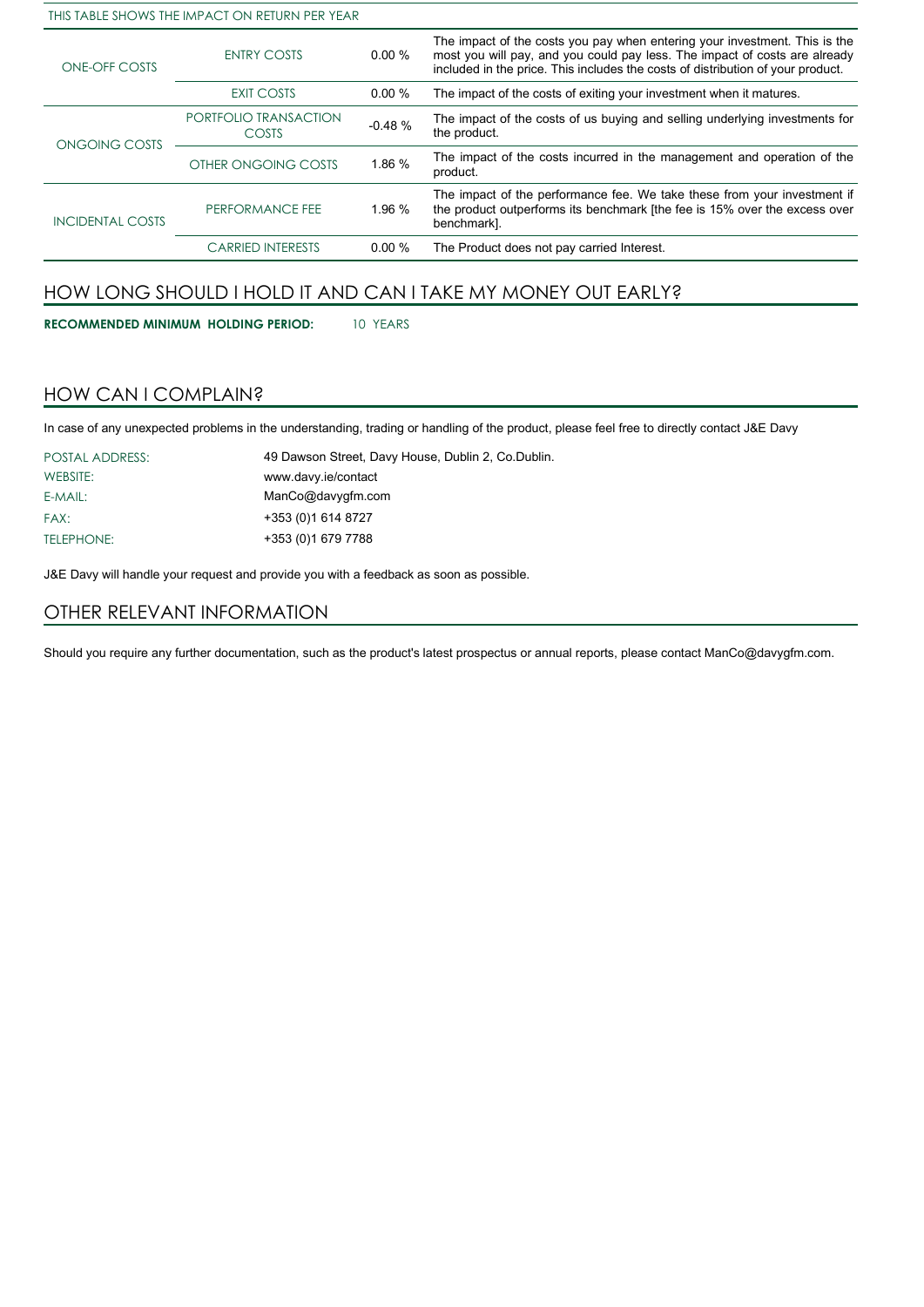| THIS TABLE SHOWS THE IMPACT ON RETURN PER YEAR | | | |
|---|---|---|---|
| ONE-OFF COSTS | ENTRY COSTS | 0.00 % | The impact of the costs you pay when entering your investment. This is the most you will pay, and you could pay less. The impact of costs are already included in the price. This includes the costs of distribution of your product. |
| | EXIT COSTS | 0.00 % | The impact of the costs of exiting your investment when it matures. |
| ONGOING COSTS | PORTFOLIO TRANSACTION COSTS | -0.48 % | The impact of the costs of us buying and selling underlying investments for the product. |
| | OTHER ONGOING COSTS | 1.86 % | The impact of the costs incurred in the management and operation of the product. |
| INCIDENTAL COSTS | PERFORMANCE FEE | 1.96 % | The impact of the performance fee. We take these from your investment if the product outperforms its benchmark [the fee is 15% over the excess over benchmark]. |
| | CARRIED INTERESTS | 0.00 % | The Product does not pay carried Interest. |

## HOW LONG SHOULD I HOLD IT AND CAN I TAKE MY MONEY OUT EARLY?

**RECOMMENDED MINIMUM HOLDING PERIOD:** 10 YEARS

## HOW CAN I COMPLAIN?

In case of any unexpected problems in the understanding, trading or handling of the product, please feel free to directly contact J&E Davy

| | |
|---|---|
| POSTAL ADDRESS: | 49 Dawson Street, Davy House, Dublin 2, Co.Dublin. |
| WEBSITE: | www.davy.ie/contact |
| E-MAIL: | ManCo@davygfm.com |
| FAX: | +353 (0)1 614 8727 |
| TELEPHONE: | +353 (0)1 679 7788 |

J&E Davy will handle your request and provide you with a feedback as soon as possible.

## OTHER RELEVANT INFORMATION

Should you require any further documentation, such as the product's latest prospectus or annual reports, please contact ManCo@davygfm.com.